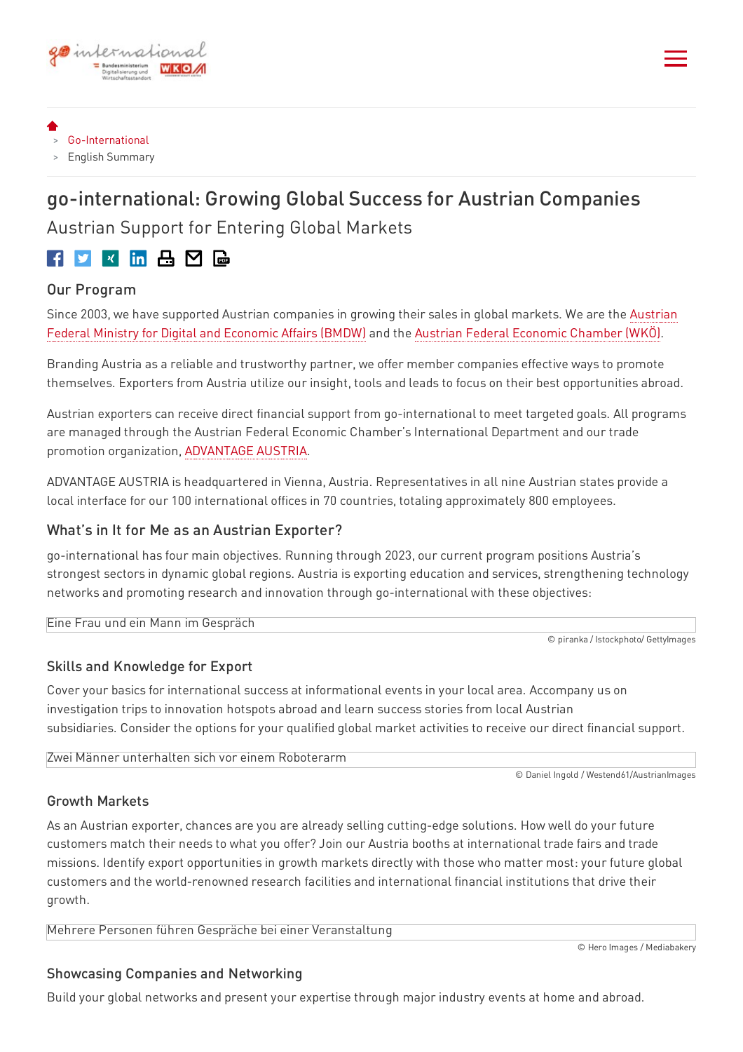> Go-International
> English Summary

# go-international: Growing Global Success for Austrian Companies

## Austrian Support for Entering Global Markets

### Our Program

Since 2003, we have supported Austrian companies in growing their sales in global markets. We are the Austrian Federal Ministry for Digital and Economic Affairs (BMDW) and the Austrian Federal Economic Chamber (WKÖ).

Branding Austria as a reliable and trustworthy partner, we offer member companies effective ways to promote themselves. Exporters from Austria utilize our insight, tools and leads to focus on their best opportunities abroad.

Austrian exporters can receive direct financial support from go-international to meet targeted goals. All programs are managed through the Austrian Federal Economic Chamber's International Department and our trade promotion organization, ADVANTAGE AUSTRIA.

ADVANTAGE AUSTRIA is headquartered in Vienna, Austria. Representatives in all nine Austrian states provide a local interface for our 100 international offices in 70 countries, totaling approximately 800 employees.

### What's in It for Me as an Austrian Exporter?

go-international has four main objectives. Running through 2023, our current program positions Austria's strongest sectors in dynamic global regions. Austria is exporting education and services, strengthening technology networks and promoting research and innovation through go-international with these objectives:

Eine Frau und ein Mann im Gespräch

© piranka / Istockphoto/ GettyImages

### Skills and Knowledge for Export

Cover your basics for international success at informational events in your local area. Accompany us on investigation trips to innovation hotspots abroad and learn success stories from local Austrian subsidiaries. Consider the options for your qualified global market activities to receive our direct financial support.

Zwei Männer unterhalten sich vor einem Roboterarm

© Daniel Ingold / Westend61/AustrianImages

### Growth Markets

As an Austrian exporter, chances are you are already selling cutting-edge solutions. How well do your future customers match their needs to what you offer? Join our Austria booths at international trade fairs and trade missions. Identify export opportunities in growth markets directly with those who matter most: your future global customers and the world-renowned research facilities and international financial institutions that drive their growth.

Mehrere Personen führen Gespräche bei einer Veranstaltung

© Hero Images / Mediabakery

### Showcasing Companies and Networking

Build your global networks and present your expertise through major industry events at home and abroad.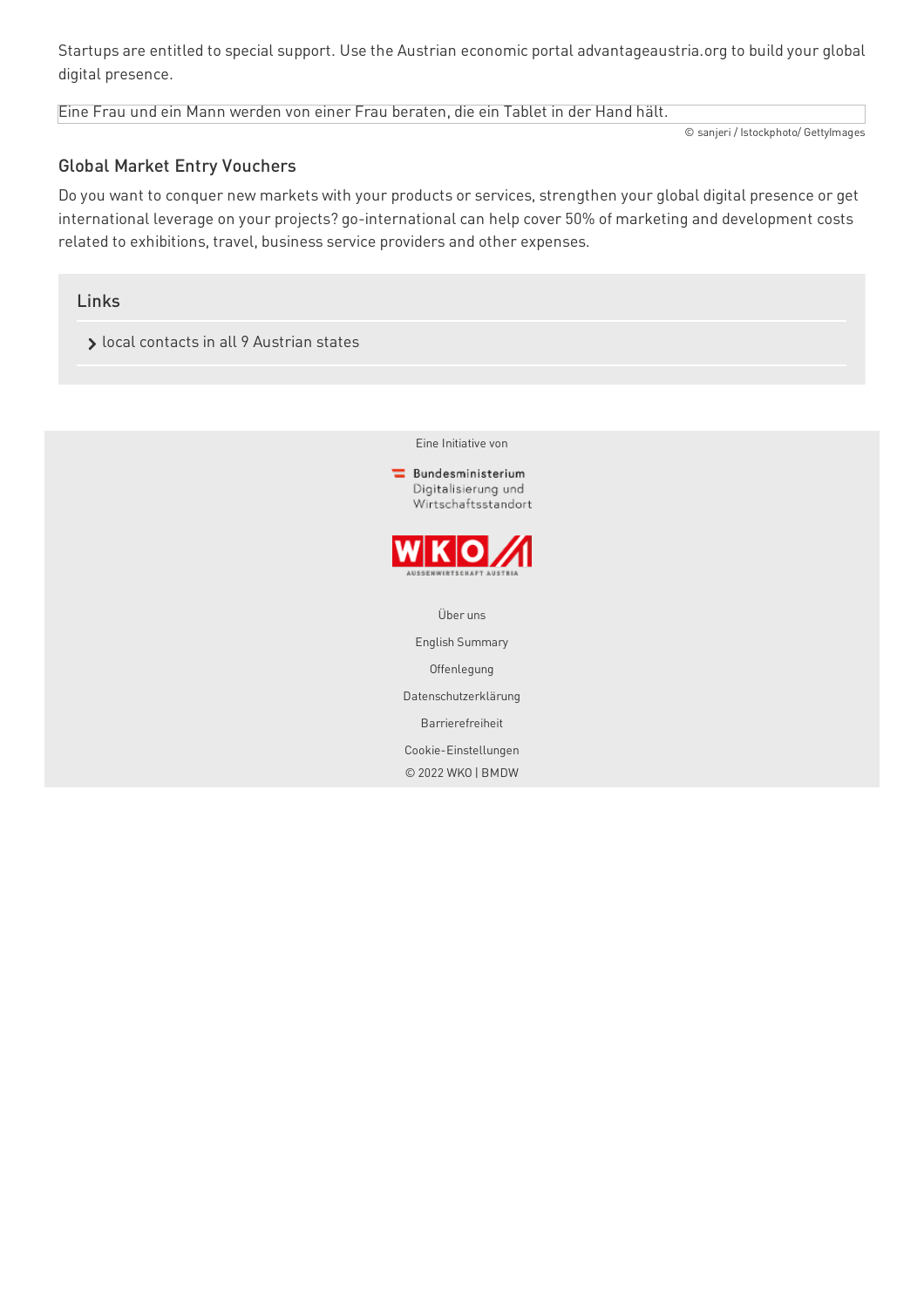Startups are entitled to special support. Use the Austrian economic portal advantageaustria.org to build your global digital presence.

Eine Frau und ein Mann werden von einer Frau beraten, die ein Tablet in der Hand hält.

© sanjeri / Istockphoto/ GettyImages

### Global Market Entry Vouchers

Do you want to conquer new markets with your products or services, strengthen your global digital presence or get international leverage on your projects? go-international can help cover 50% of marketing and development costs related to exhibitions, travel, business service providers and other expenses.

#### Links

- local contacts in all 9 Austrian states

Eine Initiative von

Bundesministerium
Digitalisierung und
Wirtschaftsstandort

WKO
AUSSENWIRTSCHAFT AUSTRIA

Über uns

English Summary

Offenlegung

Datenschutzerklärung

Barrierefreiheit

Cookie-Einstellungen

© 2022 WKO | BMDW